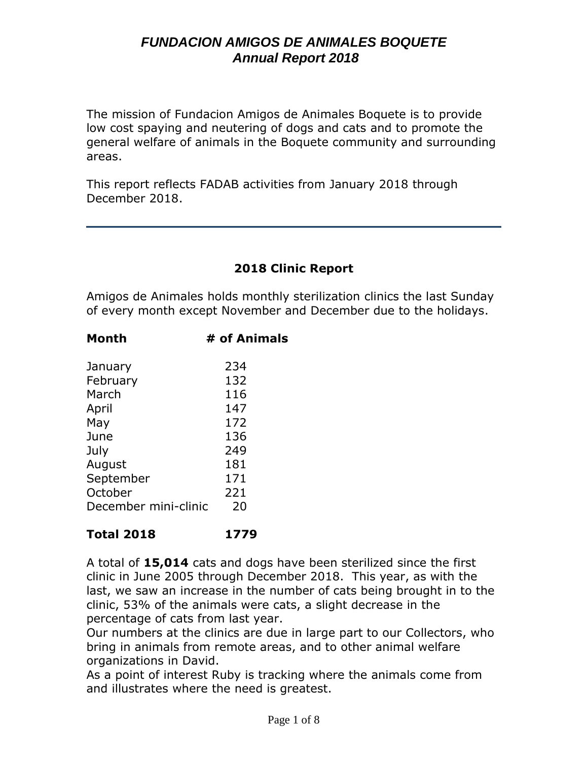# *FUNDACION AMIGOS DE ANIMALES BOQUETE*
## *Annual Report 2018*

The mission of Fundacion Amigos de Animales Boquete is to provide low cost spaying and neutering of dogs and cats and to promote the general welfare of animals in the Boquete community and surrounding areas.

This report reflects FADAB activities from January 2018 through December 2018.

---

### 2018 Clinic Report

Amigos de Animales holds monthly sterilization clinics the last Sunday of every month except November and December due to the holidays.

| **Month** | **# of Animals** |
|---|---|
| January | 234 |
| February | 132 |
| March | 116 |
| April | 147 |
| May | 172 |
| June | 136 |
| July | 249 |
| August | 181 |
| September | 171 |
| October | 221 |
| December mini-clinic | 20 |
| **Total 2018** | **1779** |

A total of **15,014** cats and dogs have been sterilized since the first clinic in June 2005 through December 2018. This year, as with the last, we saw an increase in the number of cats being brought in to the clinic, 53% of the animals were cats, a slight decrease in the percentage of cats from last year.
Our numbers at the clinics are due in large part to our Collectors, who bring in animals from remote areas, and to other animal welfare organizations in David.
As a point of interest Ruby is tracking where the animals come from and illustrates where the need is greatest.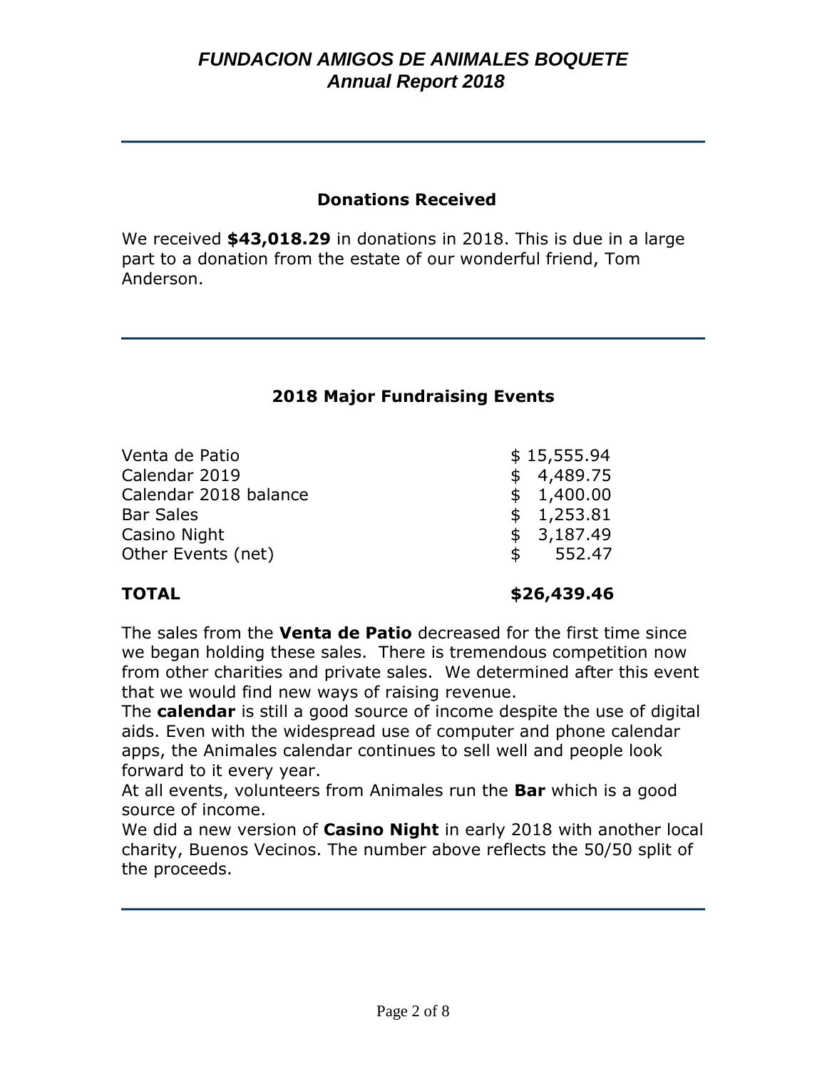## Donations Received

We received **$43,018.29** in donations in 2018. This is due in a large part to a donation from the estate of our wonderful friend, Tom Anderson.

---

## 2018 Major Fundraising Events

| | |
|---|---|
| Venta de Patio | $ 15,555.94 |
| Calendar 2019 | $ 4,489.75 |
| Calendar 2018 balance | $ 1,400.00 |
| Bar Sales | $ 1,253.81 |
| Casino Night | $ 3,187.49 |
| Other Events (net) | $ 552.47 |
| **TOTAL** | **$26,439.46** |

The sales from the **Venta de Patio** decreased for the first time since we began holding these sales. There is tremendous competition now from other charities and private sales. We determined after this event that we would find new ways of raising revenue.

The **calendar** is still a good source of income despite the use of digital aids. Even with the widespread use of computer and phone calendar apps, the Animales calendar continues to sell well and people look forward to it every year.

At all events, volunteers from Animales run the **Bar** which is a good source of income.

We did a new version of **Casino Night** in early 2018 with another local charity, Buenos Vecinos. The number above reflects the 50/50 split of the proceeds.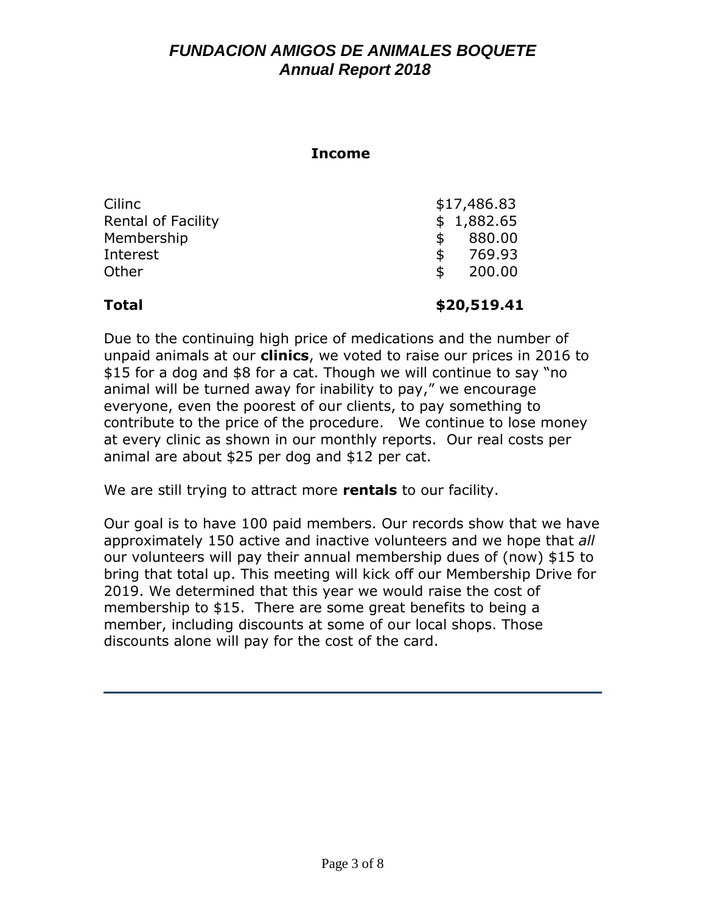# *FUNDACION AMIGOS DE ANIMALES BOQUETE*
## *Annual Report 2018*

### Income

| | |
|---|---|
| Cilinc | $17,486.83 |
| Rental of Facility | $ 1,882.65 |
| Membership | $ 880.00 |
| Interest | $ 769.93 |
| Other | $ 200.00 |
| **Total** | **$20,519.41** |

Due to the continuing high price of medications and the number of unpaid animals at our **clinics**, we voted to raise our prices in 2016 to $15 for a dog and $8 for a cat. Though we will continue to say "no animal will be turned away for inability to pay," we encourage everyone, even the poorest of our clients, to pay something to contribute to the price of the procedure. We continue to lose money at every clinic as shown in our monthly reports. Our real costs per animal are about $25 per dog and $12 per cat.

We are still trying to attract more **rentals** to our facility.

Our goal is to have 100 paid members. Our records show that we have approximately 150 active and inactive volunteers and we hope that *all* our volunteers will pay their annual membership dues of (now) $15 to bring that total up. This meeting will kick off our Membership Drive for 2019. We determined that this year we would raise the cost of membership to $15. There are some great benefits to being a member, including discounts at some of our local shops. Those discounts alone will pay for the cost of the card.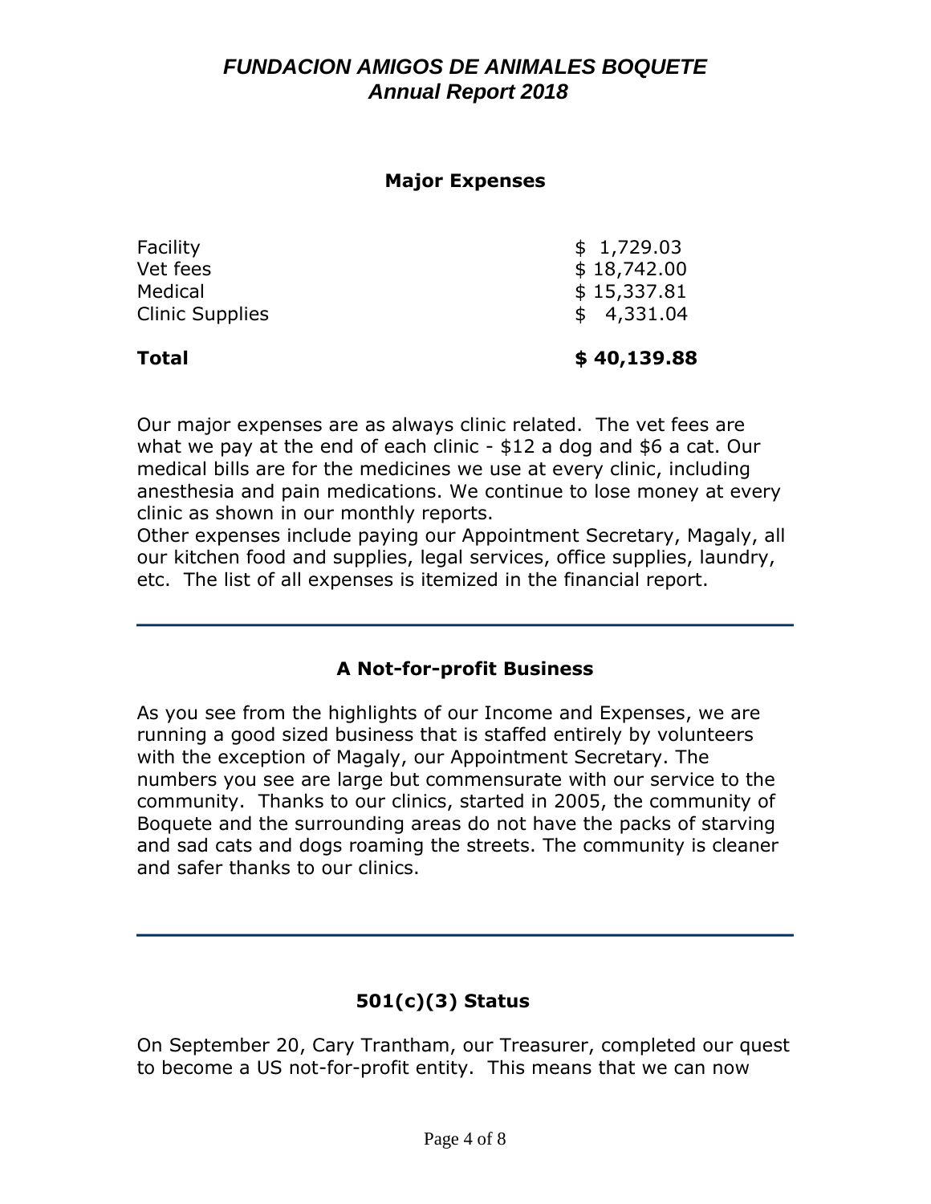## Major Expenses

| | |
|---|---|
| Facility | $ 1,729.03 |
| Vet fees | $ 18,742.00 |
| Medical | $ 15,337.81 |
| Clinic Supplies | $ 4,331.04 |
| **Total** | **$ 40,139.88** |

Our major expenses are as always clinic related. The vet fees are what we pay at the end of each clinic - $12 a dog and $6 a cat. Our medical bills are for the medicines we use at every clinic, including anesthesia and pain medications. We continue to lose money at every clinic as shown in our monthly reports.

Other expenses include paying our Appointment Secretary, Magaly, all our kitchen food and supplies, legal services, office supplies, laundry, etc. The list of all expenses is itemized in the financial report.

---

## A Not-for-profit Business

As you see from the highlights of our Income and Expenses, we are running a good sized business that is staffed entirely by volunteers with the exception of Magaly, our Appointment Secretary. The numbers you see are large but commensurate with our service to the community. Thanks to our clinics, started in 2005, the community of Boquete and the surrounding areas do not have the packs of starving and sad cats and dogs roaming the streets. The community is cleaner and safer thanks to our clinics.

---

## 501(c)(3) Status

On September 20, Cary Trantham, our Treasurer, completed our quest to become a US not-for-profit entity. This means that we can now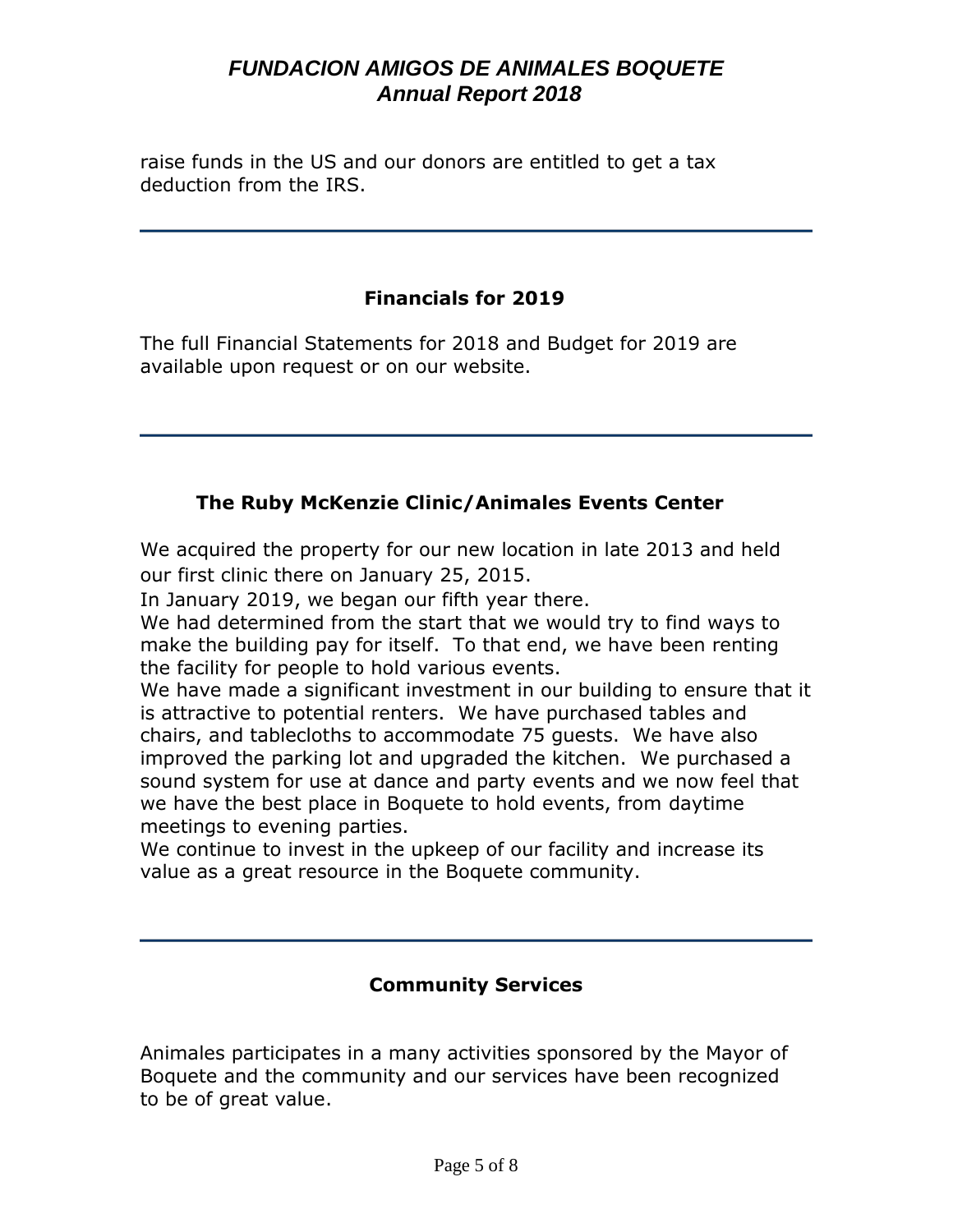raise funds in the US and our donors are entitled to get a tax deduction from the IRS.

---

## Financials for 2019

The full Financial Statements for 2018 and Budget for 2019 are available upon request or on our website.

---

## The Ruby McKenzie Clinic/Animales Events Center

We acquired the property for our new location in late 2013 and held our first clinic there on January 25, 2015.
In January 2019, we began our fifth year there.
We had determined from the start that we would try to find ways to make the building pay for itself. To that end, we have been renting the facility for people to hold various events.
We have made a significant investment in our building to ensure that it is attractive to potential renters. We have purchased tables and chairs, and tablecloths to accommodate 75 guests. We have also improved the parking lot and upgraded the kitchen. We purchased a sound system for use at dance and party events and we now feel that we have the best place in Boquete to hold events, from daytime meetings to evening parties.
We continue to invest in the upkeep of our facility and increase its value as a great resource in the Boquete community.

---

## Community Services

Animales participates in a many activities sponsored by the Mayor of Boquete and the community and our services have been recognized to be of great value.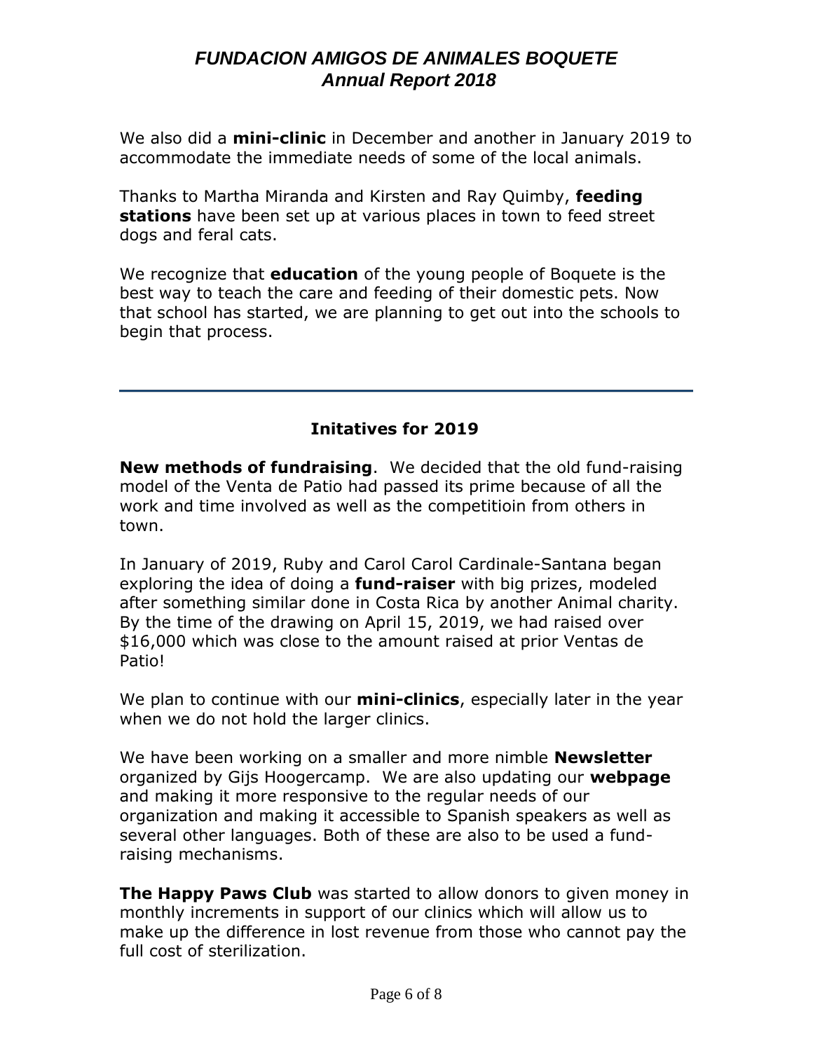We also did a **mini-clinic** in December and another in January 2019 to accommodate the immediate needs of some of the local animals.

Thanks to Martha Miranda and Kirsten and Ray Quimby, **feeding stations** have been set up at various places in town to feed street dogs and feral cats.

We recognize that **education** of the young people of Boquete is the best way to teach the care and feeding of their domestic pets. Now that school has started, we are planning to get out into the schools to begin that process.

---

## Initatives for 2019

**New methods of fundraising**. We decided that the old fund-raising model of the Venta de Patio had passed its prime because of all the work and time involved as well as the competitioin from others in town.

In January of 2019, Ruby and Carol Carol Cardinale-Santana began exploring the idea of doing a **fund-raiser** with big prizes, modeled after something similar done in Costa Rica by another Animal charity. By the time of the drawing on April 15, 2019, we had raised over $16,000 which was close to the amount raised at prior Ventas de Patio!

We plan to continue with our **mini-clinics**, especially later in the year when we do not hold the larger clinics.

We have been working on a smaller and more nimble **Newsletter** organized by Gijs Hoogercamp. We are also updating our **webpage** and making it more responsive to the regular needs of our organization and making it accessible to Spanish speakers as well as several other languages. Both of these are also to be used a fund-raising mechanisms.

**The Happy Paws Club** was started to allow donors to given money in monthly increments in support of our clinics which will allow us to make up the difference in lost revenue from those who cannot pay the full cost of sterilization.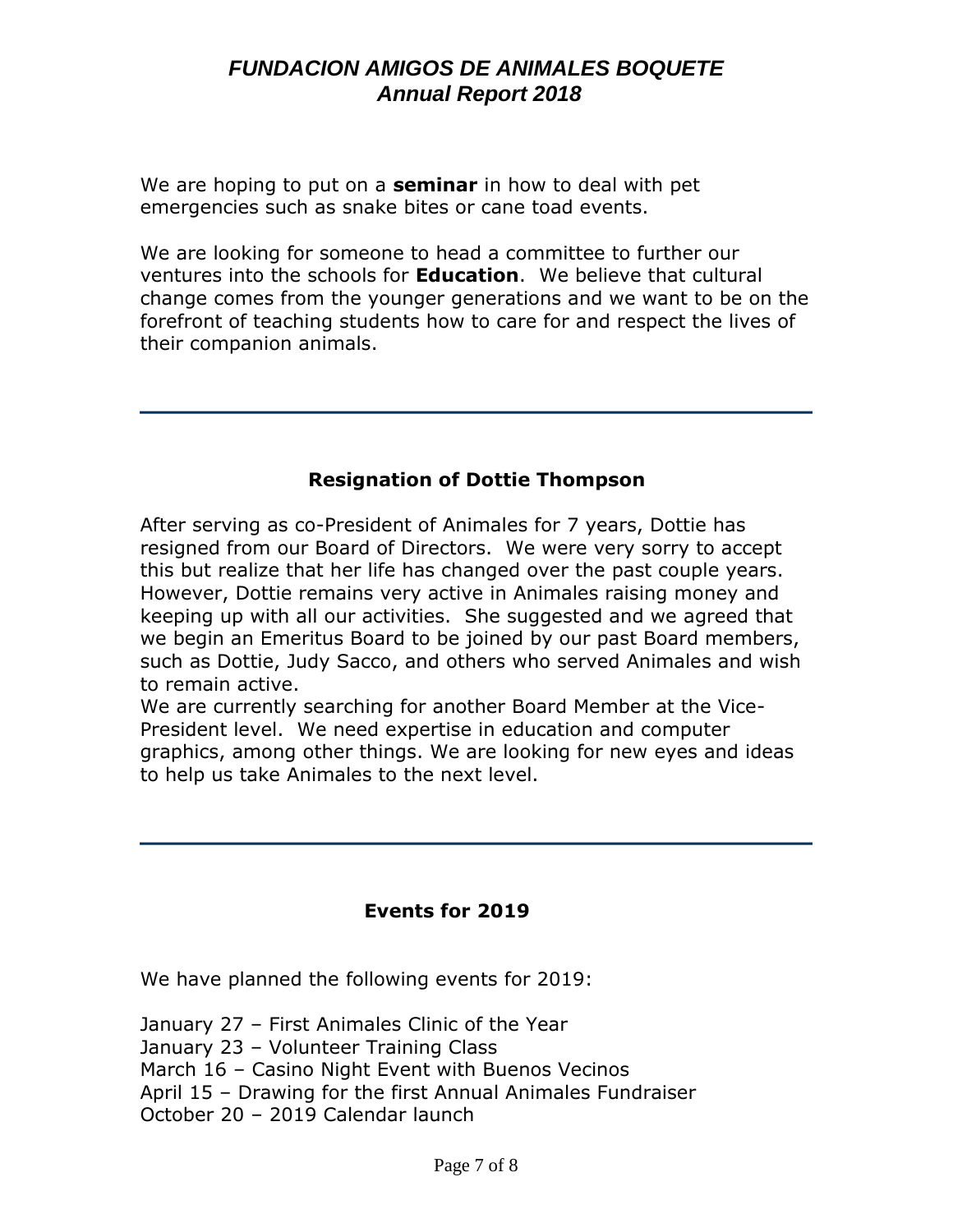We are hoping to put on a **seminar** in how to deal with pet emergencies such as snake bites or cane toad events.

We are looking for someone to head a committee to further our ventures into the schools for **Education**. We believe that cultural change comes from the younger generations and we want to be on the forefront of teaching students how to care for and respect the lives of their companion animals.

---

## Resignation of Dottie Thompson

After serving as co-President of Animales for 7 years, Dottie has resigned from our Board of Directors. We were very sorry to accept this but realize that her life has changed over the past couple years. However, Dottie remains very active in Animales raising money and keeping up with all our activities. She suggested and we agreed that we begin an Emeritus Board to be joined by our past Board members, such as Dottie, Judy Sacco, and others who served Animales and wish to remain active.

We are currently searching for another Board Member at the Vice-President level. We need expertise in education and computer graphics, among other things. We are looking for new eyes and ideas to help us take Animales to the next level.

---

## Events for 2019

We have planned the following events for 2019:

January 27 – First Animales Clinic of the Year
January 23 – Volunteer Training Class
March 16 – Casino Night Event with Buenos Vecinos
April 15 – Drawing for the first Annual Animales Fundraiser
October 20 – 2019 Calendar launch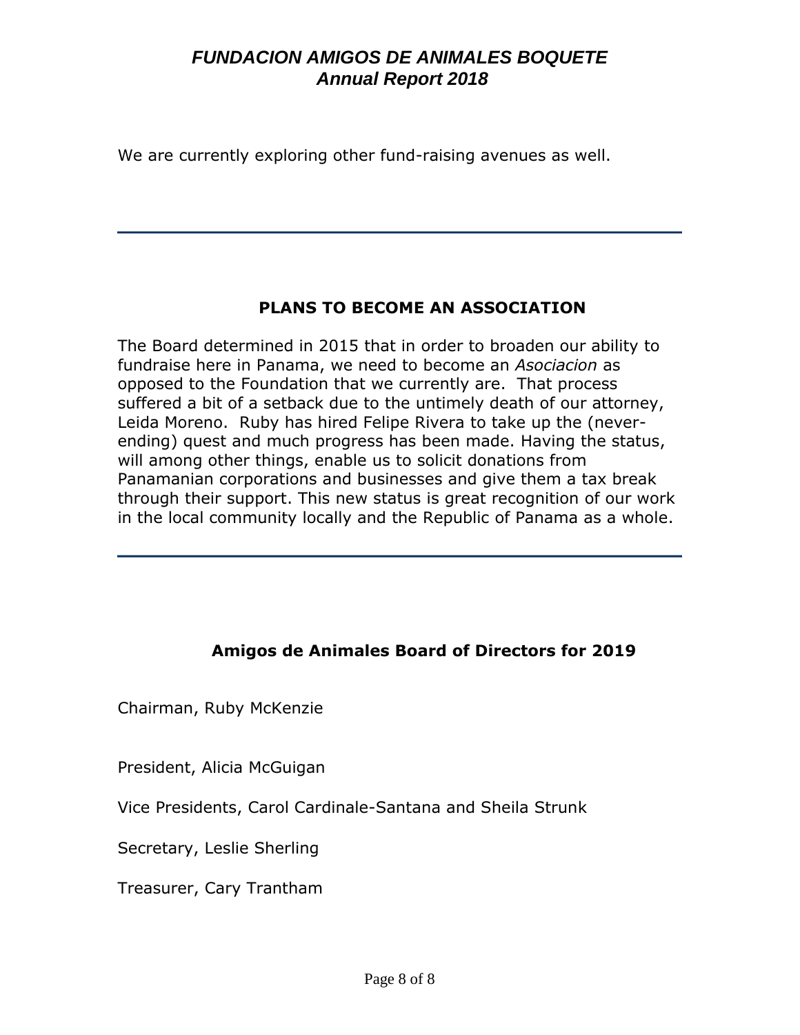We are currently exploring other fund-raising avenues as well.

---

## PLANS TO BECOME AN ASSOCIATION

The Board determined in 2015 that in order to broaden our ability to fundraise here in Panama, we need to become an *Asociacion* as opposed to the Foundation that we currently are. That process suffered a bit of a setback due to the untimely death of our attorney, Leida Moreno. Ruby has hired Felipe Rivera to take up the (never-ending) quest and much progress has been made. Having the status, will among other things, enable us to solicit donations from Panamanian corporations and businesses and give them a tax break through their support. This new status is great recognition of our work in the local community locally and the Republic of Panama as a whole.

---

## Amigos de Animales Board of Directors for 2019

Chairman, Ruby McKenzie

President, Alicia McGuigan

Vice Presidents, Carol Cardinale-Santana and Sheila Strunk

Secretary, Leslie Sherling

Treasurer, Cary Trantham